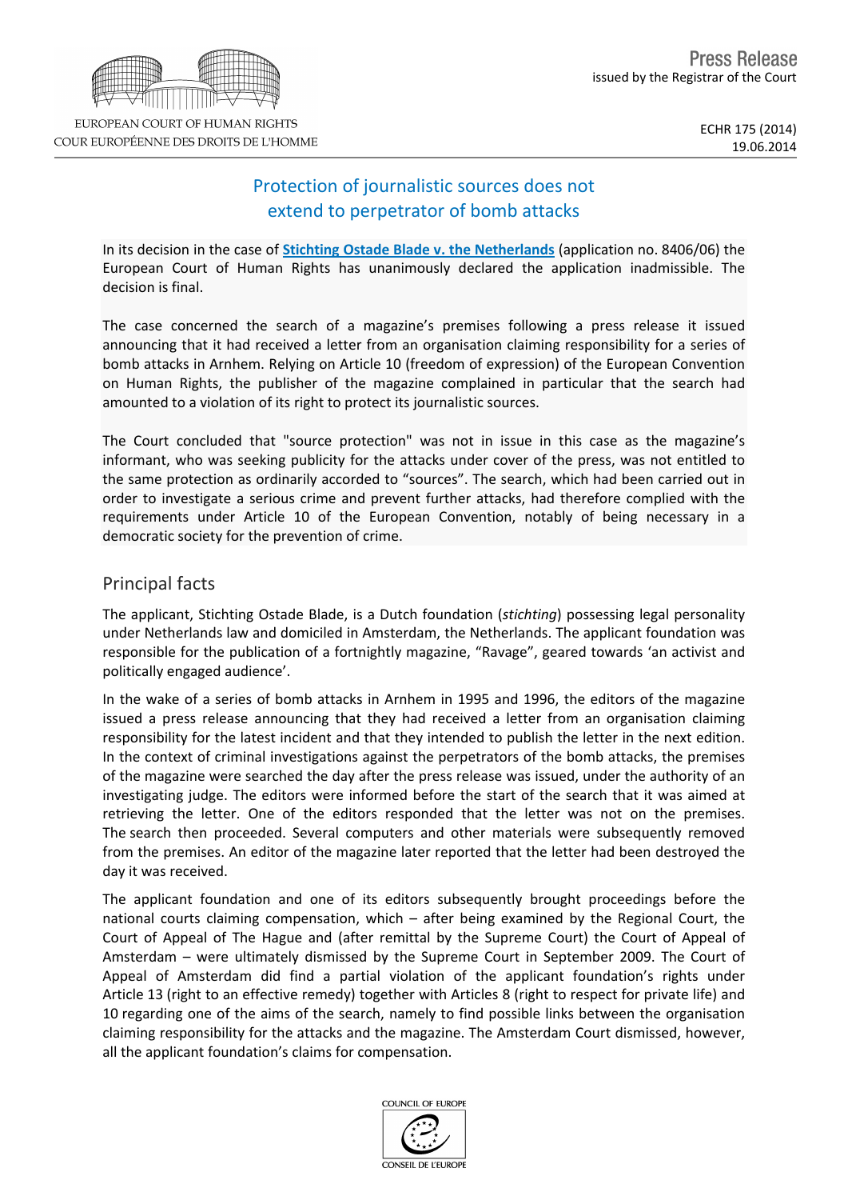# Protection of journalistic sources does not extend to perpetrator of bomb attacks

In its decision in the case of **Stichting Ostade Blade v. the Netherlands** (application no. 8406/06) the European Court of Human Rights has unanimously declared the application inadmissible. The decision is final.

The case concerned the search of a magazine's premises following a press release it issued announcing that it had received a letter from an organisation claiming responsibility for a series of bomb attacks in Arnhem. Relying on Article 10 (freedom of expression) of the European Convention on Human Rights, the publisher of the magazine complained in particular that the search had amounted to a violation of its right to protect its journalistic sources.

The Court concluded that "source protection" was not in issue in this case as the magazine's informant, who was seeking publicity for the attacks under cover of the press, was not entitled to the same protection as ordinarily accorded to "sources". The search, which had been carried out in order to investigate a serious crime and prevent further attacks, had therefore complied with the requirements under Article 10 of the European Convention, notably of being necessary in a democratic society for the prevention of crime.

## Principal facts

The applicant, Stichting Ostade Blade, is a Dutch foundation (*stichting*) possessing legal personality under Netherlands law and domiciled in Amsterdam, the Netherlands. The applicant foundation was responsible for the publication of a fortnightly magazine, "Ravage", geared towards 'an activist and politically engaged audience'.

In the wake of a series of bomb attacks in Arnhem in 1995 and 1996, the editors of the magazine issued a press release announcing that they had received a letter from an organisation claiming responsibility for the latest incident and that they intended to publish the letter in the next edition. In the context of criminal investigations against the perpetrators of the bomb attacks, the premises of the magazine were searched the day after the press release was issued, under the authority of an investigating judge. The editors were informed before the start of the search that it was aimed at retrieving the letter. One of the editors responded that the letter was not on the premises. The search then proceeded. Several computers and other materials were subsequently removed from the premises. An editor of the magazine later reported that the letter had been destroyed the day it was received.

The applicant foundation and one of its editors subsequently brought proceedings before the national courts claiming compensation, which – after being examined by the Regional Court, the Court of Appeal of The Hague and (after remittal by the Supreme Court) the Court of Appeal of Amsterdam – were ultimately dismissed by the Supreme Court in September 2009. The Court of Appeal of Amsterdam did find a partial violation of the applicant foundation's rights under Article 13 (right to an effective remedy) together with Articles 8 (right to respect for private life) and 10 regarding one of the aims of the search, namely to find possible links between the organisation claiming responsibility for the attacks and the magazine. The Amsterdam Court dismissed, however, all the applicant foundation's claims for compensation.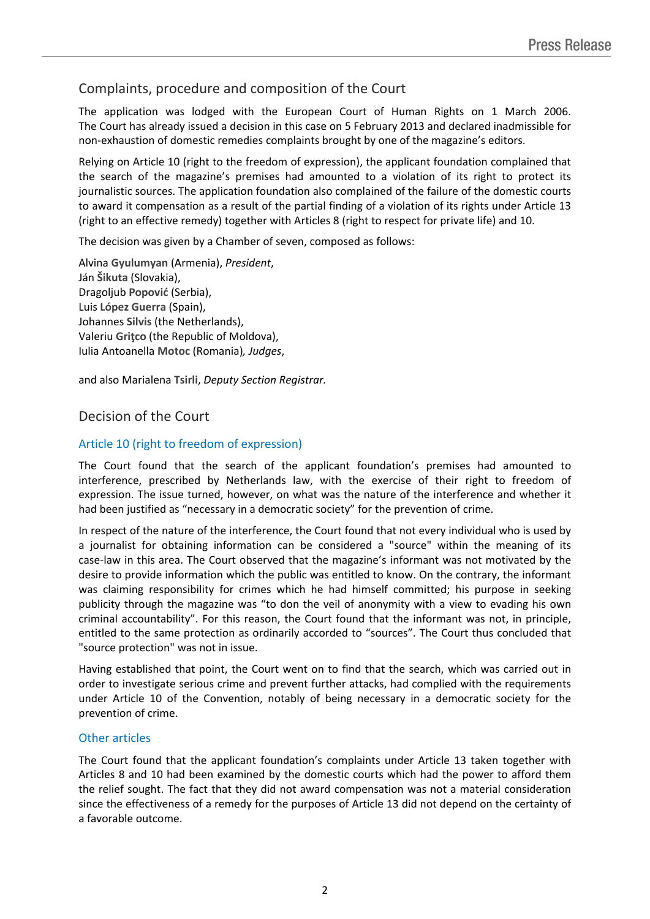## Complaints, procedure and composition of the Court

The application was lodged with the European Court of Human Rights on 1 March 2006. The Court has already issued a decision in this case on 5 February 2013 and declared inadmissible for non-exhaustion of domestic remedies complaints brought by one of the magazine's editors.

Relying on Article 10 (right to the freedom of expression), the applicant foundation complained that the search of the magazine's premises had amounted to a violation of its right to protect its journalistic sources. The application foundation also complained of the failure of the domestic courts to award it compensation as a result of the partial finding of a violation of its rights under Article 13 (right to an effective remedy) together with Articles 8 (right to respect for private life) and 10.

The decision was given by a Chamber of seven, composed as follows:

Alvina **Gyulumyan** (Armenia), *President*,
Ján **Šikuta** (Slovakia),
Dragoljub **Popović** (Serbia),
Luis **López Guerra** (Spain),
Johannes **Silvis** (the Netherlands),
Valeriu **Griţco** (the Republic of Moldova),
Iulia Antoanella **Motoc** (Romania), *Judges*,

and also Marialena **Tsirli**, *Deputy Section Registrar.*

## Decision of the Court

### Article 10 (right to freedom of expression)

The Court found that the search of the applicant foundation's premises had amounted to interference, prescribed by Netherlands law, with the exercise of their right to freedom of expression. The issue turned, however, on what was the nature of the interference and whether it had been justified as "necessary in a democratic society" for the prevention of crime.

In respect of the nature of the interference, the Court found that not every individual who is used by a journalist for obtaining information can be considered a "source" within the meaning of its case-law in this area. The Court observed that the magazine's informant was not motivated by the desire to provide information which the public was entitled to know. On the contrary, the informant was claiming responsibility for crimes which he had himself committed; his purpose in seeking publicity through the magazine was "to don the veil of anonymity with a view to evading his own criminal accountability". For this reason, the Court found that the informant was not, in principle, entitled to the same protection as ordinarily accorded to "sources". The Court thus concluded that "source protection" was not in issue.

Having established that point, the Court went on to find that the search, which was carried out in order to investigate serious crime and prevent further attacks, had complied with the requirements under Article 10 of the Convention, notably of being necessary in a democratic society for the prevention of crime.

### Other articles

The Court found that the applicant foundation's complaints under Article 13 taken together with Articles 8 and 10 had been examined by the domestic courts which had the power to afford them the relief sought. The fact that they did not award compensation was not a material consideration since the effectiveness of a remedy for the purposes of Article 13 did not depend on the certainty of a favorable outcome.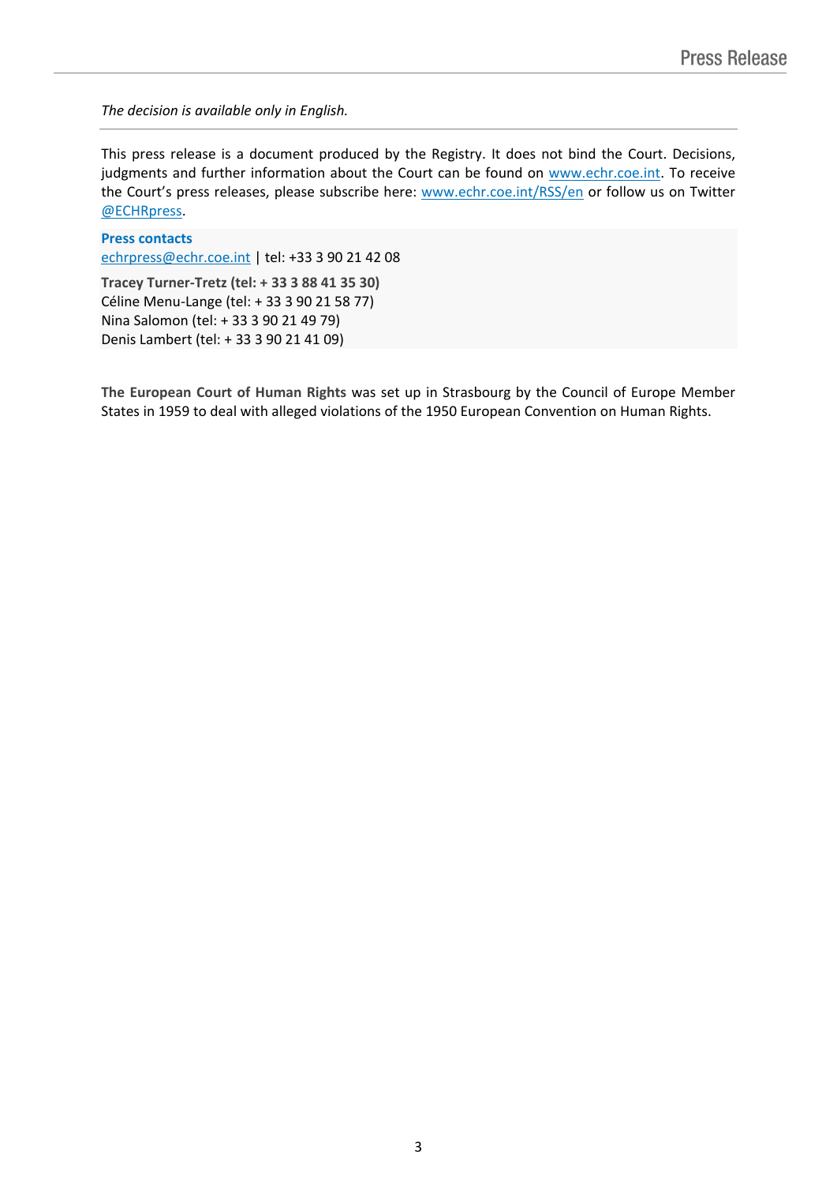*The decision is available only in English.*

---

This press release is a document produced by the Registry. It does not bind the Court. Decisions, judgments and further information about the Court can be found on www.echr.coe.int. To receive the Court's press releases, please subscribe here: www.echr.coe.int/RSS/en or follow us on Twitter @ECHRpress.

**Press contacts**
echrpress@echr.coe.int | tel: +33 3 90 21 42 08

**Tracey Turner-Tretz (tel: + 33 3 88 41 35 30)**
Céline Menu-Lange (tel: + 33 3 90 21 58 77)
Nina Salomon (tel: + 33 3 90 21 49 79)
Denis Lambert (tel: + 33 3 90 21 41 09)

**The European Court of Human Rights** was set up in Strasbourg by the Council of Europe Member States in 1959 to deal with alleged violations of the 1950 European Convention on Human Rights.